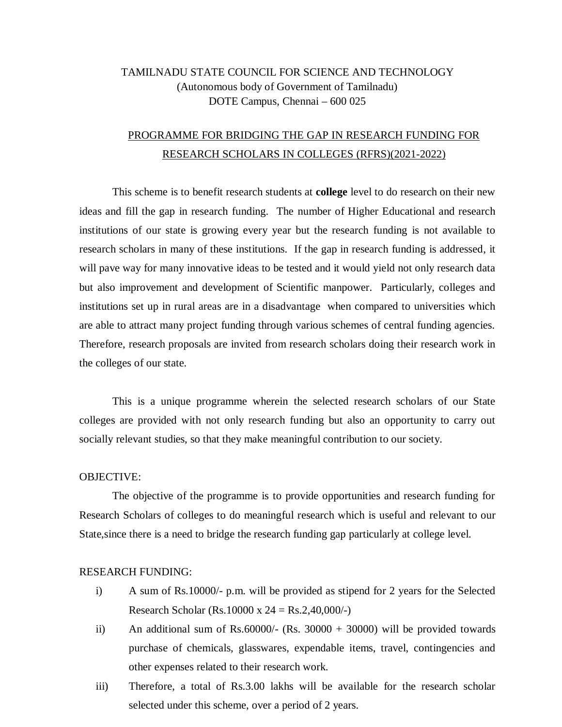TAMILNADU STATE COUNCIL FOR SCIENCE AND TECHNOLOGY
(Autonomous body of Government of Tamilnadu)
DOTE Campus, Chennai – 600 025

## PROGRAMME FOR BRIDGING THE GAP IN RESEARCH FUNDING FOR RESEARCH SCHOLARS IN COLLEGES (RFRS)(2021-2022)

This scheme is to benefit research students at **college** level to do research on their new ideas and fill the gap in research funding. The number of Higher Educational and research institutions of our state is growing every year but the research funding is not available to research scholars in many of these institutions. If the gap in research funding is addressed, it will pave way for many innovative ideas to be tested and it would yield not only research data but also improvement and development of Scientific manpower. Particularly, colleges and institutions set up in rural areas are in a disadvantage when compared to universities which are able to attract many project funding through various schemes of central funding agencies. Therefore, research proposals are invited from research scholars doing their research work in the colleges of our state.

This is a unique programme wherein the selected research scholars of our State colleges are provided with not only research funding but also an opportunity to carry out socially relevant studies, so that they make meaningful contribution to our society.

OBJECTIVE:

The objective of the programme is to provide opportunities and research funding for Research Scholars of colleges to do meaningful research which is useful and relevant to our State,since there is a need to bridge the research funding gap particularly at college level.

RESEARCH FUNDING:

i) A sum of Rs.10000/- p.m. will be provided as stipend for 2 years for the Selected Research Scholar (Rs.10000 x 24 = Rs.2,40,000/-)

ii) An additional sum of Rs.60000/- (Rs. 30000 + 30000) will be provided towards purchase of chemicals, glasswares, expendable items, travel, contingencies and other expenses related to their research work.

iii) Therefore, a total of Rs.3.00 lakhs will be available for the research scholar selected under this scheme, over a period of 2 years.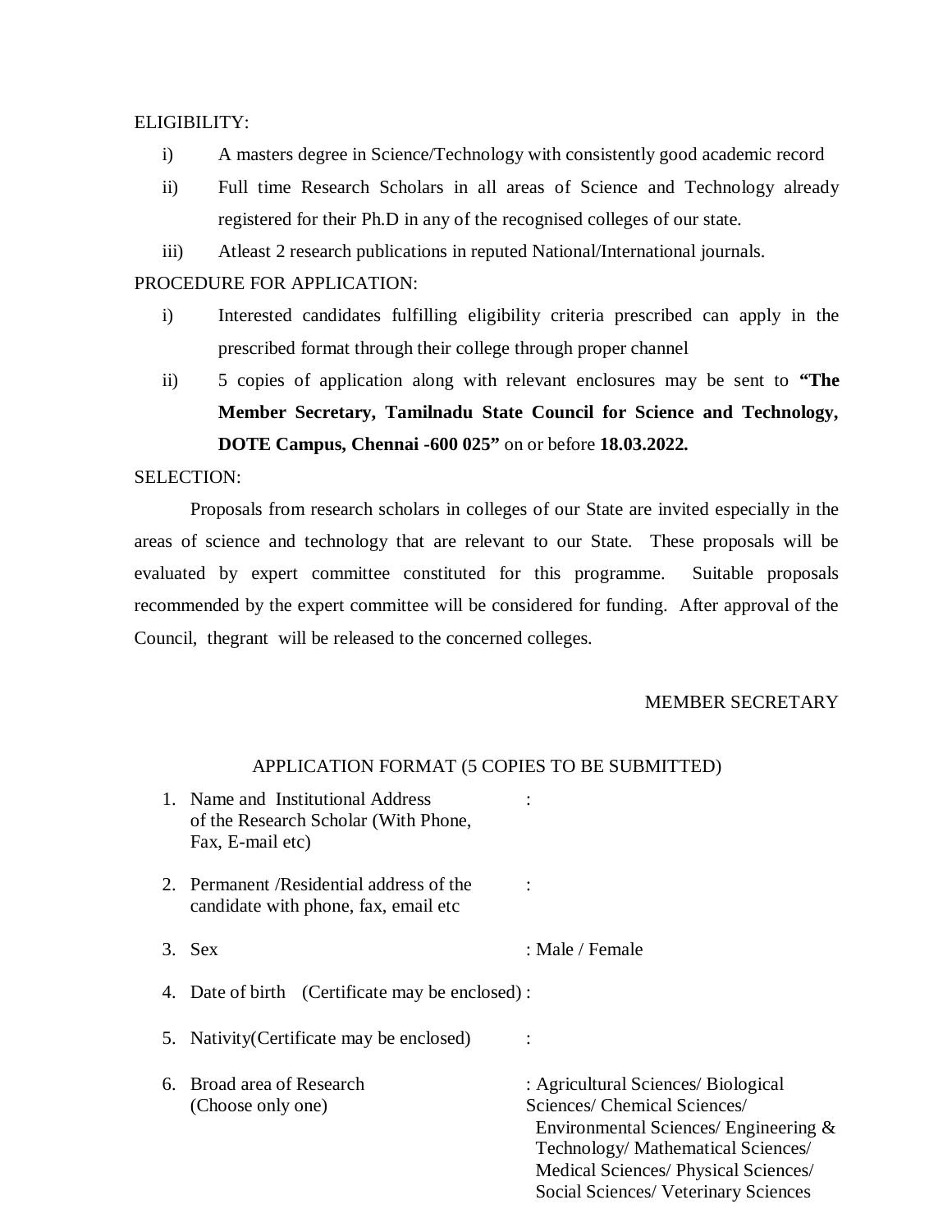ELIGIBILITY:

i) A masters degree in Science/Technology with consistently good academic record

ii) Full time Research Scholars in all areas of Science and Technology already registered for their Ph.D in any of the recognised colleges of our state.

iii) Atleast 2 research publications in reputed National/International journals.

PROCEDURE FOR APPLICATION:

i) Interested candidates fulfilling eligibility criteria prescribed can apply in the prescribed format through their college through proper channel

ii) 5 copies of application along with relevant enclosures may be sent to **"The Member Secretary, Tamilnadu State Council for Science and Technology, DOTE Campus, Chennai -600 025"** on or before **18.03.2022.**

SELECTION:

Proposals from research scholars in colleges of our State are invited especially in the areas of science and technology that are relevant to our State. These proposals will be evaluated by expert committee constituted for this programme. Suitable proposals recommended by the expert committee will be considered for funding. After approval of the Council, thegrant will be released to the concerned colleges.

MEMBER SECRETARY

APPLICATION FORMAT (5 COPIES TO BE SUBMITTED)

1. Name and Institutional Address of the Research Scholar (With Phone, Fax, E-mail etc) :

2. Permanent /Residential address of the candidate with phone, fax, email etc :

3. Sex : Male / Female

4. Date of birth (Certificate may be enclosed) :

5. Nativity(Certificate may be enclosed) :

6. Broad area of Research (Choose only one) : Agricultural Sciences/ Biological Sciences/ Chemical Sciences/ Environmental Sciences/ Engineering & Technology/ Mathematical Sciences/ Medical Sciences/ Physical Sciences/ Social Sciences/ Veterinary Sciences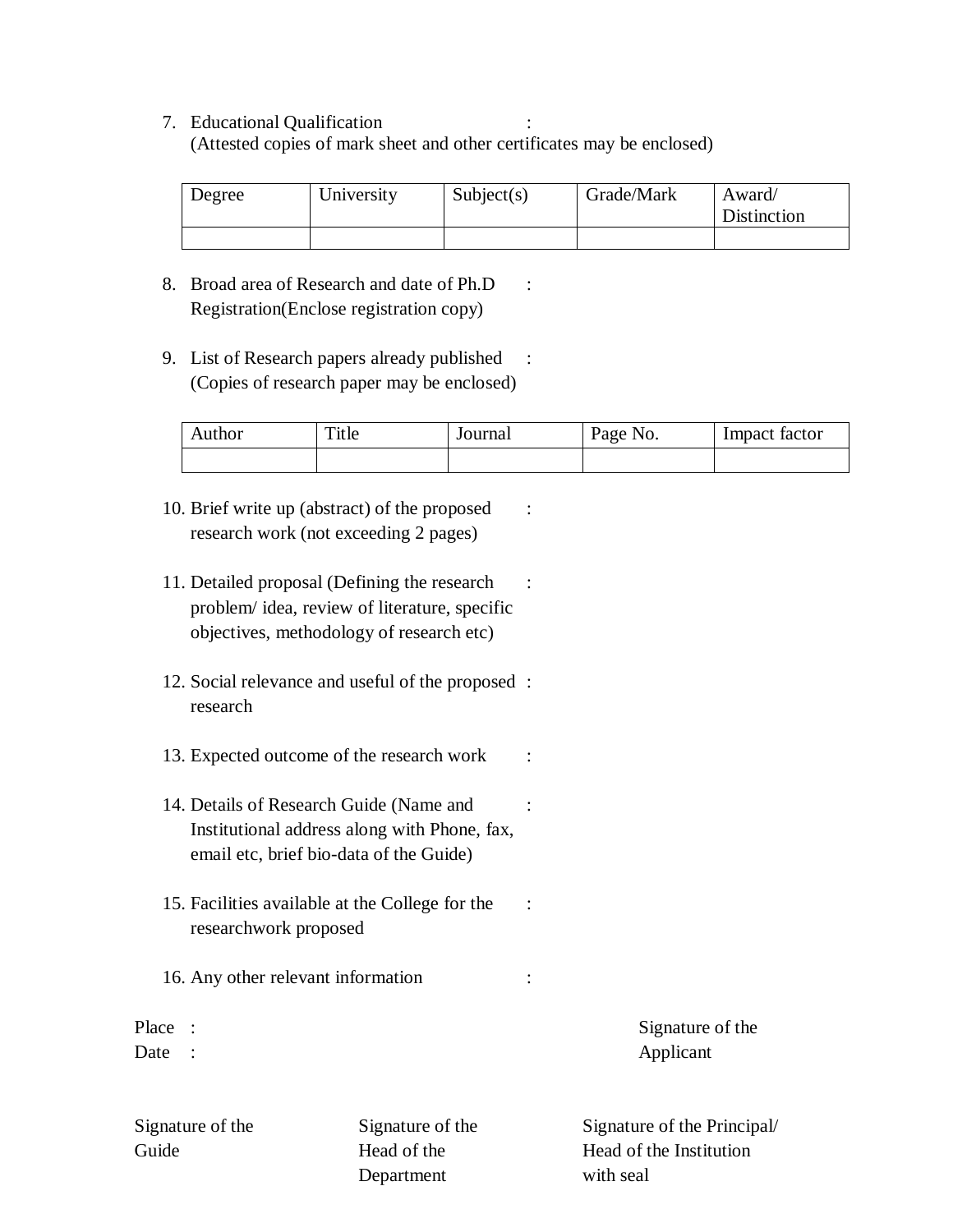7. Educational Qualification :
   (Attested copies of mark sheet and other certificates may be enclosed)

| Degree | University | Subject(s) | Grade/Mark | Award/ Distinction |
|---|---|---|---|---|
| | | | | |

8. Broad area of Research and date of Ph.D Registration(Enclose registration copy) :

9. List of Research papers already published (Copies of research paper may be enclosed) :

| Author | Title | Journal | Page No. | Impact factor |
|---|---|---|---|---|
| | | | | |

10. Brief write up (abstract) of the proposed research work (not exceeding 2 pages) :

11. Detailed proposal (Defining the research problem/ idea, review of literature, specific objectives, methodology of research etc) :

12. Social relevance and useful of the proposed research :

13. Expected outcome of the research work :

14. Details of Research Guide (Name and Institutional address along with Phone, fax, email etc, brief bio-data of the Guide) :

15. Facilities available at the College for the researchwork proposed :

16. Any other relevant information :

Place :
Date :

Signature of the Applicant

Signature of the Guide

Signature of the Head of the Department

Signature of the Principal/ Head of the Institution with seal